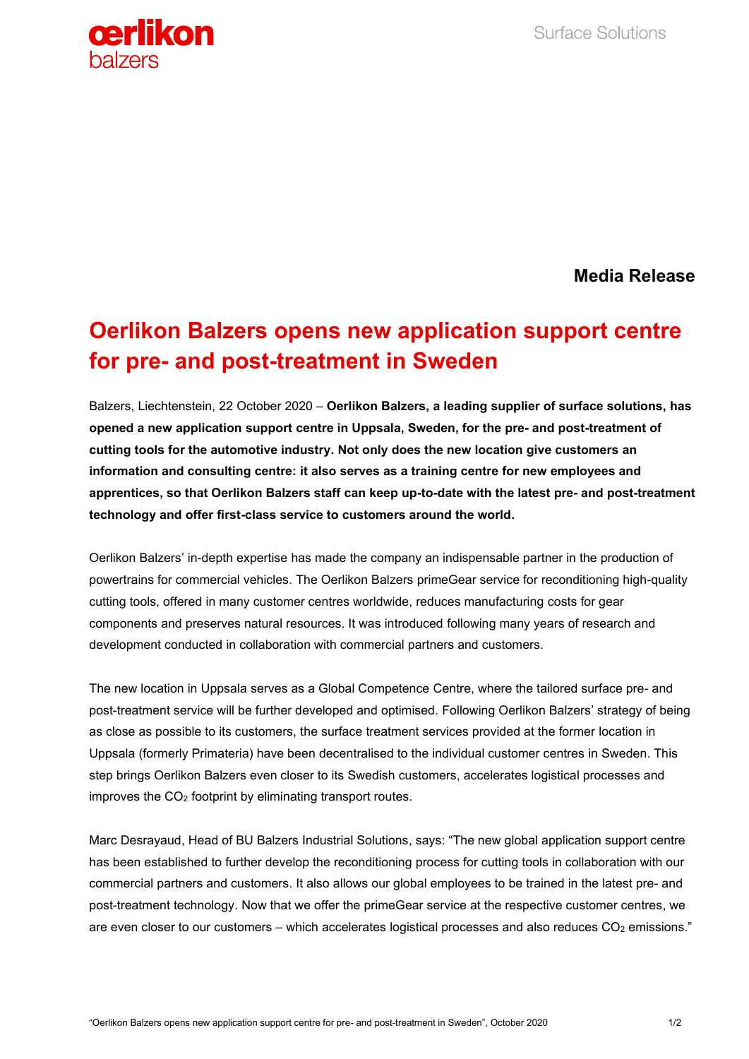**Media Release**

# Oerlikon Balzers opens new application support centre for pre- and post-treatment in Sweden

Balzers, Liechtenstein, 22 October 2020 – **Oerlikon Balzers, a leading supplier of surface solutions, has opened a new application support centre in Uppsala, Sweden, for the pre- and post-treatment of cutting tools for the automotive industry. Not only does the new location give customers an information and consulting centre: it also serves as a training centre for new employees and apprentices, so that Oerlikon Balzers staff can keep up-to-date with the latest pre- and post-treatment technology and offer first-class service to customers around the world.**

Oerlikon Balzers' in-depth expertise has made the company an indispensable partner in the production of powertrains for commercial vehicles. The Oerlikon Balzers primeGear service for reconditioning high-quality cutting tools, offered in many customer centres worldwide, reduces manufacturing costs for gear components and preserves natural resources. It was introduced following many years of research and development conducted in collaboration with commercial partners and customers.

The new location in Uppsala serves as a Global Competence Centre, where the tailored surface pre- and post-treatment service will be further developed and optimised. Following Oerlikon Balzers' strategy of being as close as possible to its customers, the surface treatment services provided at the former location in Uppsala (formerly Primateria) have been decentralised to the individual customer centres in Sweden. This step brings Oerlikon Balzers even closer to its Swedish customers, accelerates logistical processes and improves the $CO_2$ footprint by eliminating transport routes.

Marc Desrayaud, Head of BU Balzers Industrial Solutions, says: "The new global application support centre has been established to further develop the reconditioning process for cutting tools in collaboration with our commercial partners and customers. It also allows our global employees to be trained in the latest pre- and post-treatment technology. Now that we offer the primeGear service at the respective customer centres, we are even closer to our customers – which accelerates logistical processes and also reduces $CO_2$ emissions."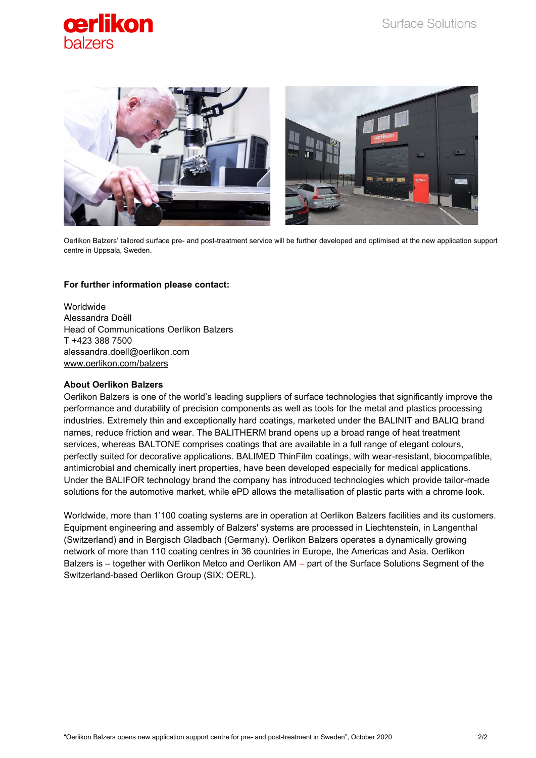Oerlikon Balzers' tailored surface pre- and post-treatment service will be further developed and optimised at the new application support centre in Uppsala, Sweden.

**For further information please contact:**

Worldwide
Alessandra Doëll
Head of Communications Oerlikon Balzers
T +423 388 7500
alessandra.doell@oerlikon.com
www.oerlikon.com/balzers

**About Oerlikon Balzers**

Oerlikon Balzers is one of the world's leading suppliers of surface technologies that significantly improve the performance and durability of precision components as well as tools for the metal and plastics processing industries. Extremely thin and exceptionally hard coatings, marketed under the BALINIT and BALIQ brand names, reduce friction and wear. The BALITHERM brand opens up a broad range of heat treatment services, whereas BALTONE comprises coatings that are available in a full range of elegant colours, perfectly suited for decorative applications. BALIMED ThinFilm coatings, with wear-resistant, biocompatible, antimicrobial and chemically inert properties, have been developed especially for medical applications. Under the BALIFOR technology brand the company has introduced technologies which provide tailor-made solutions for the automotive market, while ePD allows the metallisation of plastic parts with a chrome look.

Worldwide, more than 1'100 coating systems are in operation at Oerlikon Balzers facilities and its customers. Equipment engineering and assembly of Balzers' systems are processed in Liechtenstein, in Langenthal (Switzerland) and in Bergisch Gladbach (Germany). Oerlikon Balzers operates a dynamically growing network of more than 110 coating centres in 36 countries in Europe, the Americas and Asia. Oerlikon Balzers is – together with Oerlikon Metco and Oerlikon AM – part of the Surface Solutions Segment of the Switzerland-based Oerlikon Group (SIX: OERL).